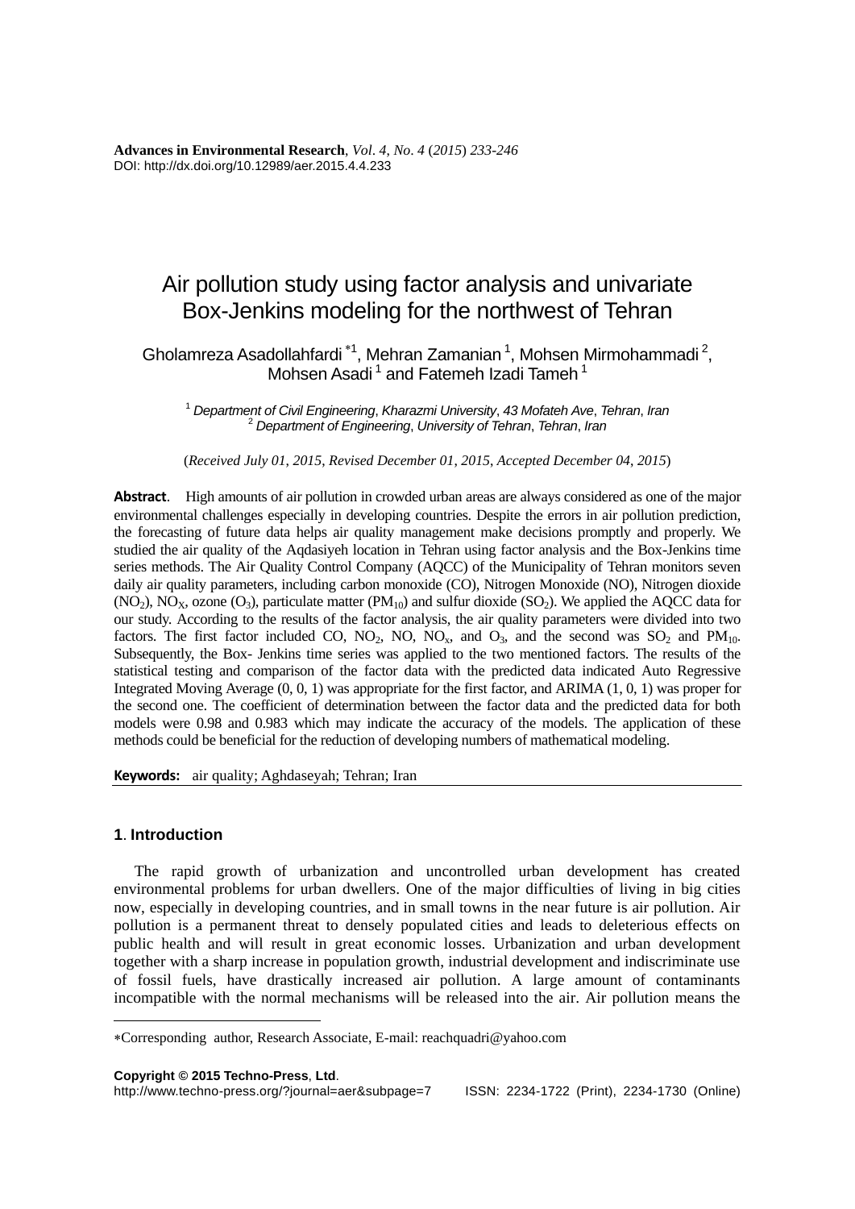**Advances in Environmental Research**, *Vol. 4, No. 4 (2015) 233-246*
DOI: http://dx.doi.org/10.12989/aer.2015.4.4.233

# Air pollution study using factor analysis and univariate Box-Jenkins modeling for the northwest of Tehran

Gholamreza Asadollahfardi [∗1], Mehran Zamanian [1], Mohsen Mirmohammadi [2], Mohsen Asadi [1] and Fatemeh Izadi Tameh [1]

[1] *Department of Civil Engineering, Kharazmi University, 43 Mofateh Ave, Tehran, Iran*
[2] *Department of Engineering, University of Tehran, Tehran, Iran*

(*Received July 01, 2015, Revised December 01, 2015, Accepted December 04, 2015*)

**Abstract.** High amounts of air pollution in crowded urban areas are always considered as one of the major environmental challenges especially in developing countries. Despite the errors in air pollution prediction, the forecasting of future data helps air quality management make decisions promptly and properly. We studied the air quality of the Aqdasiyeh location in Tehran using factor analysis and the Box-Jenkins time series methods. The Air Quality Control Company (AQCC) of the Municipality of Tehran monitors seven daily air quality parameters, including carbon monoxide (CO), Nitrogen Monoxide (NO), Nitrogen dioxide ($NO_2$), $NO_X$, ozone ($O_3$), particulate matter ($PM_{10}$) and sulfur dioxide ($SO_2$). We applied the AQCC data for our study. According to the results of the factor analysis, the air quality parameters were divided into two factors. The first factor included CO, $NO_2$, NO, $NO_x$, and $O_3$, and the second was $SO_2$ and $PM_{10}$. Subsequently, the Box- Jenkins time series was applied to the two mentioned factors. The results of the statistical testing and comparison of the factor data with the predicted data indicated Auto Regressive Integrated Moving Average (0, 0, 1) was appropriate for the first factor, and ARIMA (1, 0, 1) was proper for the second one. The coefficient of determination between the factor data and the predicted data for both models were 0.98 and 0.983 which may indicate the accuracy of the models. The application of these methods could be beneficial for the reduction of developing numbers of mathematical modeling.

**Keywords:** air quality; Aghdaseyah; Tehran; Iran

## 1. Introduction

The rapid growth of urbanization and uncontrolled urban development has created environmental problems for urban dwellers. One of the major difficulties of living in big cities now, especially in developing countries, and in small towns in the near future is air pollution. Air pollution is a permanent threat to densely populated cities and leads to deleterious effects on public health and will result in great economic losses. Urbanization and urban development together with a sharp increase in population growth, industrial development and indiscriminate use of fossil fuels, have drastically increased air pollution. A large amount of contaminants incompatible with the normal mechanisms will be released into the air. Air pollution means the

∗Corresponding author, Research Associate, E-mail: reachquadri@yahoo.com

**Copyright © 2015 Techno-Press, Ltd.**
http://www.techno-press.org/?journal=aer&subpage=7 ISSN: 2234-1722 (Print), 2234-1730 (Online)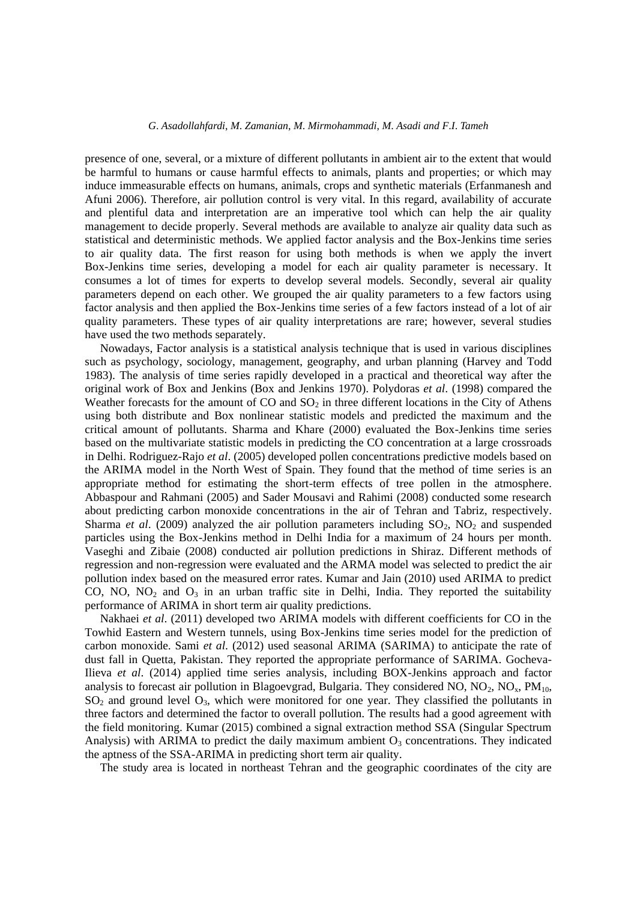presence of one, several, or a mixture of different pollutants in ambient air to the extent that would be harmful to humans or cause harmful effects to animals, plants and properties; or which may induce immeasurable effects on humans, animals, crops and synthetic materials (Erfanmanesh and Afuni 2006). Therefore, air pollution control is very vital. In this regard, availability of accurate and plentiful data and interpretation are an imperative tool which can help the air quality management to decide properly. Several methods are available to analyze air quality data such as statistical and deterministic methods. We applied factor analysis and the Box-Jenkins time series to air quality data. The first reason for using both methods is when we apply the invert Box-Jenkins time series, developing a model for each air quality parameter is necessary. It consumes a lot of times for experts to develop several models. Secondly, several air quality parameters depend on each other. We grouped the air quality parameters to a few factors using factor analysis and then applied the Box-Jenkins time series of a few factors instead of a lot of air quality parameters. These types of air quality interpretations are rare; however, several studies have used the two methods separately.

Nowadays, Factor analysis is a statistical analysis technique that is used in various disciplines such as psychology, sociology, management, geography, and urban planning (Harvey and Todd 1983). The analysis of time series rapidly developed in a practical and theoretical way after the original work of Box and Jenkins (Box and Jenkins 1970). Polydoras *et al*. (1998) compared the Weather forecasts for the amount of CO and $SO_2$ in three different locations in the City of Athens using both distribute and Box nonlinear statistic models and predicted the maximum and the critical amount of pollutants. Sharma and Khare (2000) evaluated the Box-Jenkins time series based on the multivariate statistic models in predicting the CO concentration at a large crossroads in Delhi. Rodriguez-Rajo *et al*. (2005) developed pollen concentrations predictive models based on the ARIMA model in the North West of Spain. They found that the method of time series is an appropriate method for estimating the short-term effects of tree pollen in the atmosphere. Abbaspour and Rahmani (2005) and Sader Mousavi and Rahimi (2008) conducted some research about predicting carbon monoxide concentrations in the air of Tehran and Tabriz, respectively. Sharma *et al*. (2009) analyzed the air pollution parameters including $SO_2$, $NO_2$ and suspended particles using the Box-Jenkins method in Delhi India for a maximum of 24 hours per month. Vaseghi and Zibaie (2008) conducted air pollution predictions in Shiraz. Different methods of regression and non-regression were evaluated and the ARMA model was selected to predict the air pollution index based on the measured error rates. Kumar and Jain (2010) used ARIMA to predict CO, NO, $NO_2$ and $O_3$ in an urban traffic site in Delhi, India. They reported the suitability performance of ARIMA in short term air quality predictions.

Nakhaei *et al*. (2011) developed two ARIMA models with different coefficients for CO in the Towhid Eastern and Western tunnels, using Box-Jenkins time series model for the prediction of carbon monoxide. Sami *et al*. (2012) used seasonal ARIMA (SARIMA) to anticipate the rate of dust fall in Quetta, Pakistan. They reported the appropriate performance of SARIMA. Gocheva-Ilieva *et al*. (2014) applied time series analysis, including BOX-Jenkins approach and factor analysis to forecast air pollution in Blagoevgrad, Bulgaria. They considered NO, $NO_2$, $NO_x$, $PM_{10}$, $SO_2$ and ground level $O_3$, which were monitored for one year. They classified the pollutants in three factors and determined the factor to overall pollution. The results had a good agreement with the field monitoring. Kumar (2015) combined a signal extraction method SSA (Singular Spectrum Analysis) with ARIMA to predict the daily maximum ambient $O_3$ concentrations. They indicated the aptness of the SSA-ARIMA in predicting short term air quality.

The study area is located in northeast Tehran and the geographic coordinates of the city are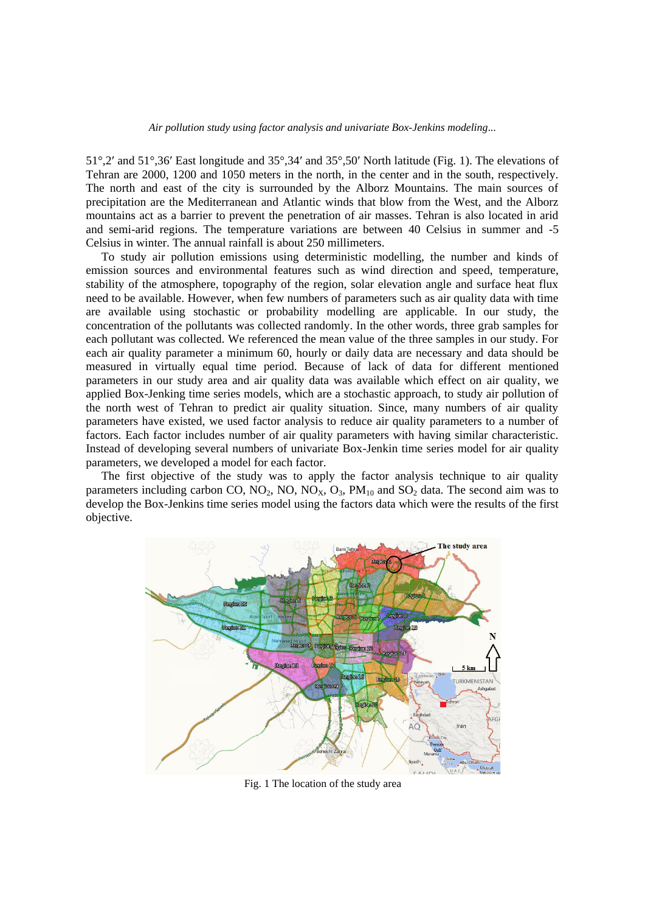51°,2′ and 51°,36′ East longitude and 35°,34′ and 35°,50′ North latitude (Fig. 1). The elevations of Tehran are 2000, 1200 and 1050 meters in the north, in the center and in the south, respectively. The north and east of the city is surrounded by the Alborz Mountains. The main sources of precipitation are the Mediterranean and Atlantic winds that blow from the West, and the Alborz mountains act as a barrier to prevent the penetration of air masses. Tehran is also located in arid and semi-arid regions. The temperature variations are between 40 Celsius in summer and -5 Celsius in winter. The annual rainfall is about 250 millimeters.

To study air pollution emissions using deterministic modelling, the number and kinds of emission sources and environmental features such as wind direction and speed, temperature, stability of the atmosphere, topography of the region, solar elevation angle and surface heat flux need to be available. However, when few numbers of parameters such as air quality data with time are available using stochastic or probability modelling are applicable. In our study, the concentration of the pollutants was collected randomly. In the other words, three grab samples for each pollutant was collected. We referenced the mean value of the three samples in our study. For each air quality parameter a minimum 60, hourly or daily data are necessary and data should be measured in virtually equal time period. Because of lack of data for different mentioned parameters in our study area and air quality data was available which effect on air quality, we applied Box-Jenking time series models, which are a stochastic approach, to study air pollution of the north west of Tehran to predict air quality situation. Since, many numbers of air quality parameters have existed, we used factor analysis to reduce air quality parameters to a number of factors. Each factor includes number of air quality parameters with having similar characteristic. Instead of developing several numbers of univariate Box-Jenkin time series model for air quality parameters, we developed a model for each factor.

The first objective of the study was to apply the factor analysis technique to air quality parameters including carbon CO, $NO_2$, NO, $NO_X$, $O_3$, $PM_{10}$ and $SO_2$ data. The second aim was to develop the Box-Jenkins time series model using the factors data which were the results of the first objective.

Fig. 1 The location of the study area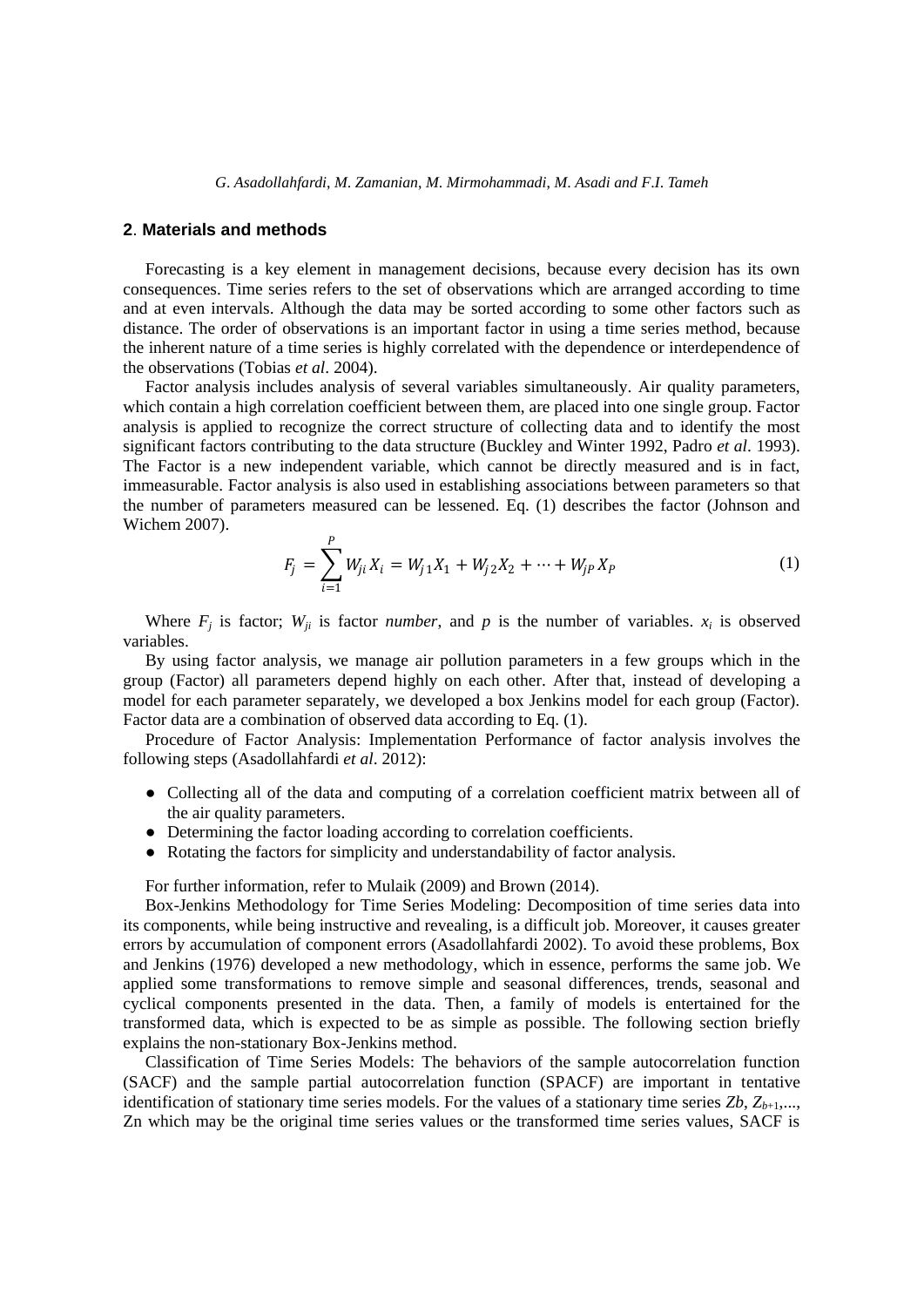## 2. Materials and methods

Forecasting is a key element in management decisions, because every decision has its own consequences. Time series refers to the set of observations which are arranged according to time and at even intervals. Although the data may be sorted according to some other factors such as distance. The order of observations is an important factor in using a time series method, because the inherent nature of a time series is highly correlated with the dependence or interdependence of the observations (Tobias *et al*. 2004).

Factor analysis includes analysis of several variables simultaneously. Air quality parameters, which contain a high correlation coefficient between them, are placed into one single group. Factor analysis is applied to recognize the correct structure of collecting data and to identify the most significant factors contributing to the data structure (Buckley and Winter 1992, Padro *et al*. 1993). The Factor is a new independent variable, which cannot be directly measured and is in fact, immeasurable. Factor analysis is also used in establishing associations between parameters so that the number of parameters measured can be lessened. Eq. (1) describes the factor (Johnson and Wichem 2007).

$$F_j = \sum_{i=1}^{P} W_{ji} X_i = W_{j1} X_1 + W_{j2} X_2 + \cdots + W_{jP} X_P \tag{1}$$

Where $F_j$ is factor; $W_{ji}$ is factor *number*, and $p$ is the number of variables. $x_i$ is observed variables.

By using factor analysis, we manage air pollution parameters in a few groups which in the group (Factor) all parameters depend highly on each other. After that, instead of developing a model for each parameter separately, we developed a box Jenkins model for each group (Factor). Factor data are a combination of observed data according to Eq. (1).

Procedure of Factor Analysis: Implementation Performance of factor analysis involves the following steps (Asadollahfardi *et al*. 2012):

- Collecting all of the data and computing of a correlation coefficient matrix between all of the air quality parameters.
- Determining the factor loading according to correlation coefficients.
- Rotating the factors for simplicity and understandability of factor analysis.

For further information, refer to Mulaik (2009) and Brown (2014).

Box-Jenkins Methodology for Time Series Modeling: Decomposition of time series data into its components, while being instructive and revealing, is a difficult job. Moreover, it causes greater errors by accumulation of component errors (Asadollahfardi 2002). To avoid these problems, Box and Jenkins (1976) developed a new methodology, which in essence, performs the same job. We applied some transformations to remove simple and seasonal differences, trends, seasonal and cyclical components presented in the data. Then, a family of models is entertained for the transformed data, which is expected to be as simple as possible. The following section briefly explains the non-stationary Box-Jenkins method.

Classification of Time Series Models: The behaviors of the sample autocorrelation function (SACF) and the sample partial autocorrelation function (SPACF) are important in tentative identification of stationary time series models. For the values of a stationary time series $Z_b$, $Z_{b+1}$,..., $Z_n$ which may be the original time series values or the transformed time series values, SACF is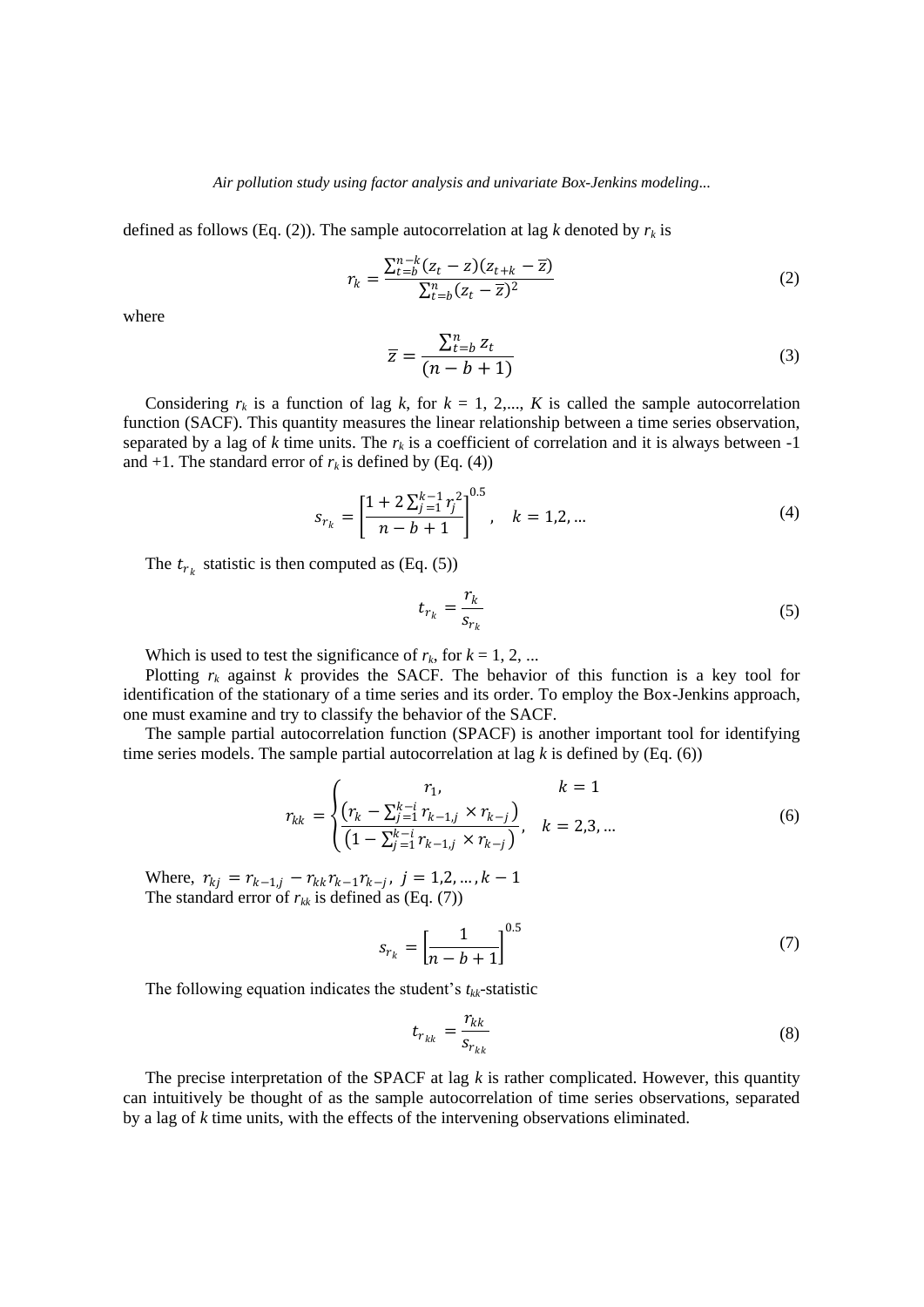defined as follows (Eq. (2)). The sample autocorrelation at lag $k$ denoted by $r_k$ is

$$r_k = \frac{\sum_{t=b}^{n-k} (z_t - z)(z_{t+k} - \overline{z})}{\sum_{t=b}^{n} (z_t - \overline{z})^2} \tag{2}$$

where

$$\overline{z} = \frac{\sum_{t=b}^{n} z_t}{(n - b + 1)} \tag{3}$$

Considering $r_k$ is a function of lag $k$, for $k$ = 1, 2,..., $K$ is called the sample autocorrelation function (SACF). This quantity measures the linear relationship between a time series observation, separated by a lag of $k$ time units. The $r_k$ is a coefficient of correlation and it is always between -1 and +1. The standard error of $r_k$ is defined by (Eq. (4))

$$s_{r_k} = \left[\frac{1 + 2\sum_{j=1}^{k-1} r_j^2}{n - b + 1}\right]^{0.5}, \quad k = 1,2, \ldots \tag{4}$$

The $t_{r_k}$ statistic is then computed as (Eq. (5))

$$t_{r_k} = \frac{r_k}{s_{r_k}} \tag{5}$$

Which is used to test the significance of $r_k$, for $k$ = 1, 2, ...

Plotting $r_k$ against $k$ provides the SACF. The behavior of this function is a key tool for identification of the stationary of a time series and its order. To employ the Box-Jenkins approach, one must examine and try to classify the behavior of the SACF.

The sample partial autocorrelation function (SPACF) is another important tool for identifying time series models. The sample partial autocorrelation at lag $k$ is defined by (Eq. (6))

$$r_{kk} = \begin{cases} r_1, & k = 1 \\ \dfrac{\left(r_k - \sum_{j=1}^{k-i} r_{k-1,j} \times r_{k-j}\right)}{\left(1 - \sum_{j=1}^{k-i} r_{k-1,j} \times r_{k-j}\right)}, & k = 2,3, \ldots \end{cases} \tag{6}$$

Where, $r_{kj} = r_{k-1,j} - r_{kk} r_{k-1} r_{k-j}$, $j = 1,2, \ldots, k-1$

The standard error of $r_{kk}$ is defined as (Eq. (7))

$$s_{r_k} = \left[\frac{1}{n - b + 1}\right]^{0.5} \tag{7}$$

The following equation indicates the student's $t_{kk}$-statistic

$$t_{r_{kk}} = \frac{r_{kk}}{s_{r_{kk}}} \tag{8}$$

The precise interpretation of the SPACF at lag $k$ is rather complicated. However, this quantity can intuitively be thought of as the sample autocorrelation of time series observations, separated by a lag of $k$ time units, with the effects of the intervening observations eliminated.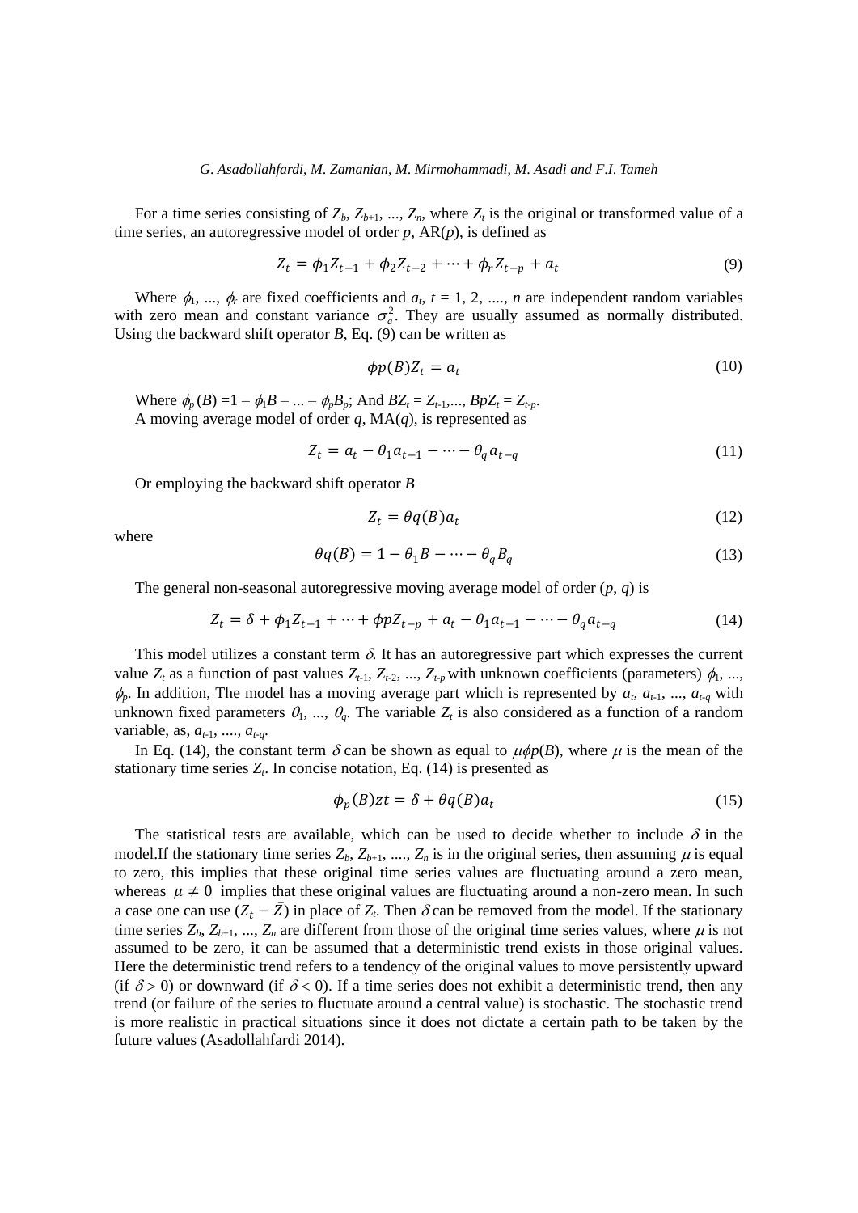For a time series consisting of $Z_b$, $Z_{b+1}$, ..., $Z_n$, where $Z_t$ is the original or transformed value of a time series, an autoregressive model of order $p$, AR($p$), is defined as

$$Z_t = \phi_1 Z_{t-1} + \phi_2 Z_{t-2} + \cdots + \phi_r Z_{t-p} + a_t \tag{9}$$

Where $\phi_1$, ..., $\phi_r$ are fixed coefficients and $a_t$, $t$ = 1, 2, ...., $n$ are independent random variables with zero mean and constant variance $\sigma_a^2$. They are usually assumed as normally distributed. Using the backward shift operator $B$, Eq. (9) can be written as

$$\phi p(B) Z_t = a_t \tag{10}$$

Where $\phi_p(B) = 1 - \phi_1 B - ... - \phi_p B_p$; And $BZ_t = Z_{t-1}$,..., $BpZ_t = Z_{t-p}$.

A moving average model of order $q$, MA($q$), is represented as

$$Z_t = a_t - \theta_1 a_{t-1} - \cdots - \theta_q a_{t-q} \tag{11}$$

Or employing the backward shift operator $B$

$$Z_t = \theta q(B) a_t \tag{12}$$

where

$$\theta q(B) = 1 - \theta_1 B - \cdots - \theta_q B_q \tag{13}$$

The general non-seasonal autoregressive moving average model of order ($p$, $q$) is

$$Z_t = \delta + \phi_1 Z_{t-1} + \cdots + \phi p Z_{t-p} + a_t - \theta_1 a_{t-1} - \cdots - \theta_q a_{t-q} \tag{14}$$

This model utilizes a constant term $\delta$. It has an autoregressive part which expresses the current value $Z_t$ as a function of past values $Z_{t-1}$, $Z_{t-2}$, ..., $Z_{t-p}$ with unknown coefficients (parameters) $\phi_1$, ..., $\phi_p$. In addition, The model has a moving average part which is represented by $a_t$, $a_{t-1}$, ..., $a_{t-q}$ with unknown fixed parameters $\theta_1$, ..., $\theta_q$. The variable $Z_t$ is also considered as a function of a random variable, as, $a_{t-1}$, ...., $a_{t-q}$.

In Eq. (14), the constant term $\delta$ can be shown as equal to $\mu\phi p(B)$, where $\mu$ is the mean of the stationary time series $Z_t$. In concise notation, Eq. (14) is presented as

$$\phi_p(B) zt = \delta + \theta q(B) a_t \tag{15}$$

The statistical tests are available, which can be used to decide whether to include $\delta$ in the model.If the stationary time series $Z_b$, $Z_{b+1}$, ...., $Z_n$ is in the original series, then assuming $\mu$ is equal to zero, this implies that these original time series values are fluctuating around a zero mean, whereas $\mu \neq 0$ implies that these original values are fluctuating around a non-zero mean. In such a case one can use $(Z_t - \bar{Z})$ in place of $Z_t$. Then $\delta$ can be removed from the model. If the stationary time series $Z_b$, $Z_{b+1}$, ..., $Z_n$ are different from those of the original time series values, where $\mu$ is not assumed to be zero, it can be assumed that a deterministic trend exists in those original values. Here the deterministic trend refers to a tendency of the original values to move persistently upward (if $\delta > 0$) or downward (if $\delta < 0$). If a time series does not exhibit a deterministic trend, then any trend (or failure of the series to fluctuate around a central value) is stochastic. The stochastic trend is more realistic in practical situations since it does not dictate a certain path to be taken by the future values (Asadollahfardi 2014).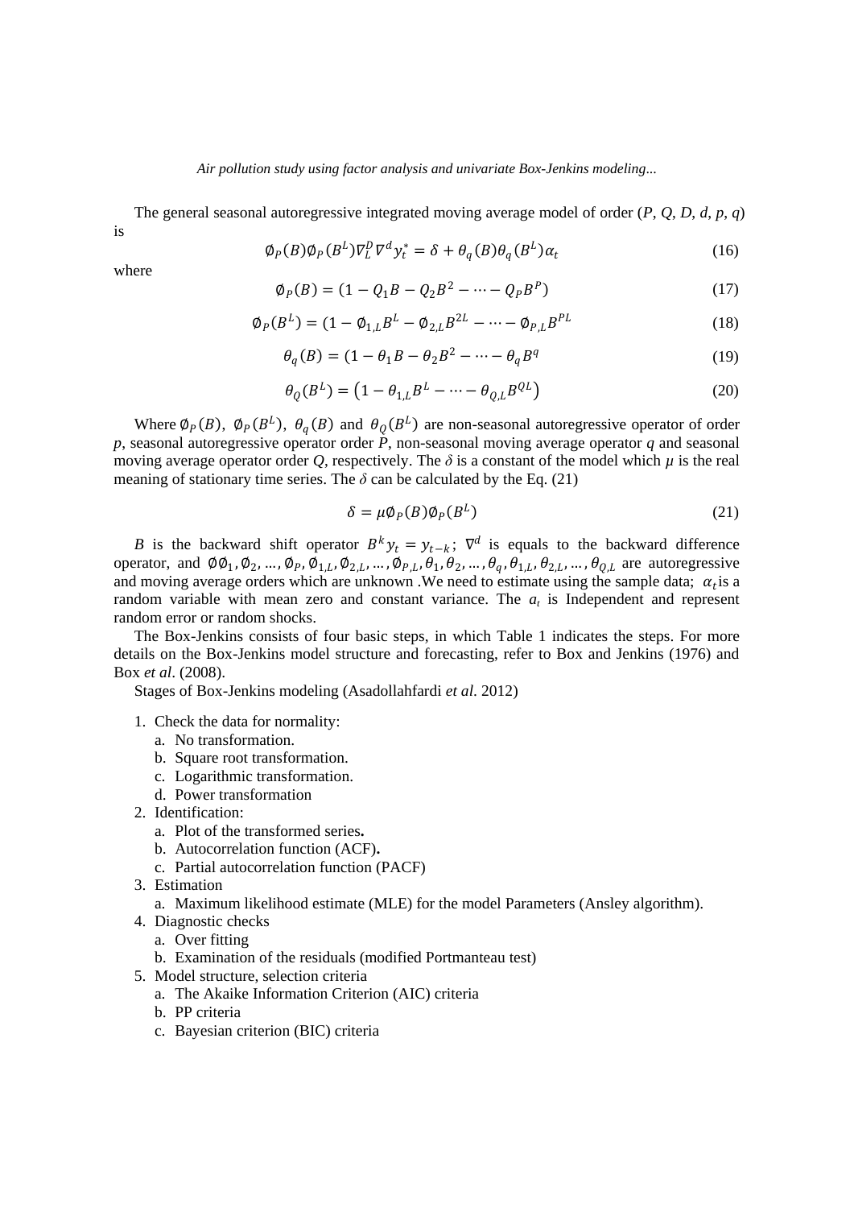The general seasonal autoregressive integrated moving average model of order (*P*, *Q*, *D*, *d*, *p*, *q*) is

$$\emptyset_P(B)\emptyset_P(B^L)\nabla_L^D\nabla^d y_t^* = \delta + \theta_q(B)\theta_q(B^L)\alpha_t \tag{16}$$

where

$$\emptyset_P(B) = (1 - Q_1B - Q_2B^2 - \cdots - Q_PB^P) \tag{17}$$

$$\emptyset_P(B^L) = (1 - \emptyset_{1,L}B^L - \emptyset_{2,L}B^{2L} - \cdots - \emptyset_{P,L}B^{PL} \tag{18}$$

$$\theta_q(B) = (1 - \theta_1B - \theta_2B^2 - \cdots - \theta_qB^q \tag{19}$$

$$\theta_Q(B^L) = \left(1 - \theta_{1,L}B^L - \cdots - \theta_{Q,L}B^{QL}\right) \tag{20}$$

Where $\emptyset_P(B)$, $\emptyset_P(B^L)$, $\theta_q(B)$ and $\theta_Q(B^L)$ are non-seasonal autoregressive operator of order *p*, seasonal autoregressive operator order *P*, non-seasonal moving average operator *q* and seasonal moving average operator order *Q*, respectively. The $\delta$ is a constant of the model which $\mu$ is the real meaning of stationary time series. The $\delta$ can be calculated by the Eq. (21)

$$\delta = \mu\emptyset_P(B)\emptyset_P(B^L) \tag{21}$$

*B* is the backward shift operator $B^k y_t = y_{t-k}$; $\nabla^d$ is equals to the backward difference operator, and $\emptyset\emptyset_1, \emptyset_2, \ldots, \emptyset_P, \emptyset_{1,L}, \emptyset_{2,L}, \ldots, \emptyset_{P,L}, \theta_1, \theta_2, \ldots, \theta_q, \theta_{1,L}, \theta_{2,L}, \ldots, \theta_{Q,L}$ are autoregressive and moving average orders which are unknown .We need to estimate using the sample data; $\alpha_t$ is a random variable with mean zero and constant variance. The $a_t$ is Independent and represent random error or random shocks.

The Box-Jenkins consists of four basic steps, in which Table 1 indicates the steps. For more details on the Box-Jenkins model structure and forecasting, refer to Box and Jenkins (1976) and Box *et al*. (2008).

Stages of Box-Jenkins modeling (Asadollahfardi *et al.* 2012)

1. Check the data for normality:
   a. No transformation.
   b. Square root transformation.
   c. Logarithmic transformation.
   d. Power transformation
2. Identification:
   a. Plot of the transformed series**.**
   b. Autocorrelation function (ACF)**.**
   c. Partial autocorrelation function (PACF)
3. Estimation
   a. Maximum likelihood estimate (MLE) for the model Parameters (Ansley algorithm).
4. Diagnostic checks
   a. Over fitting
   b. Examination of the residuals (modified Portmanteau test)
5. Model structure, selection criteria
   a. The Akaike Information Criterion (AIC) criteria
   b. PP criteria
   c. Bayesian criterion (BIC) criteria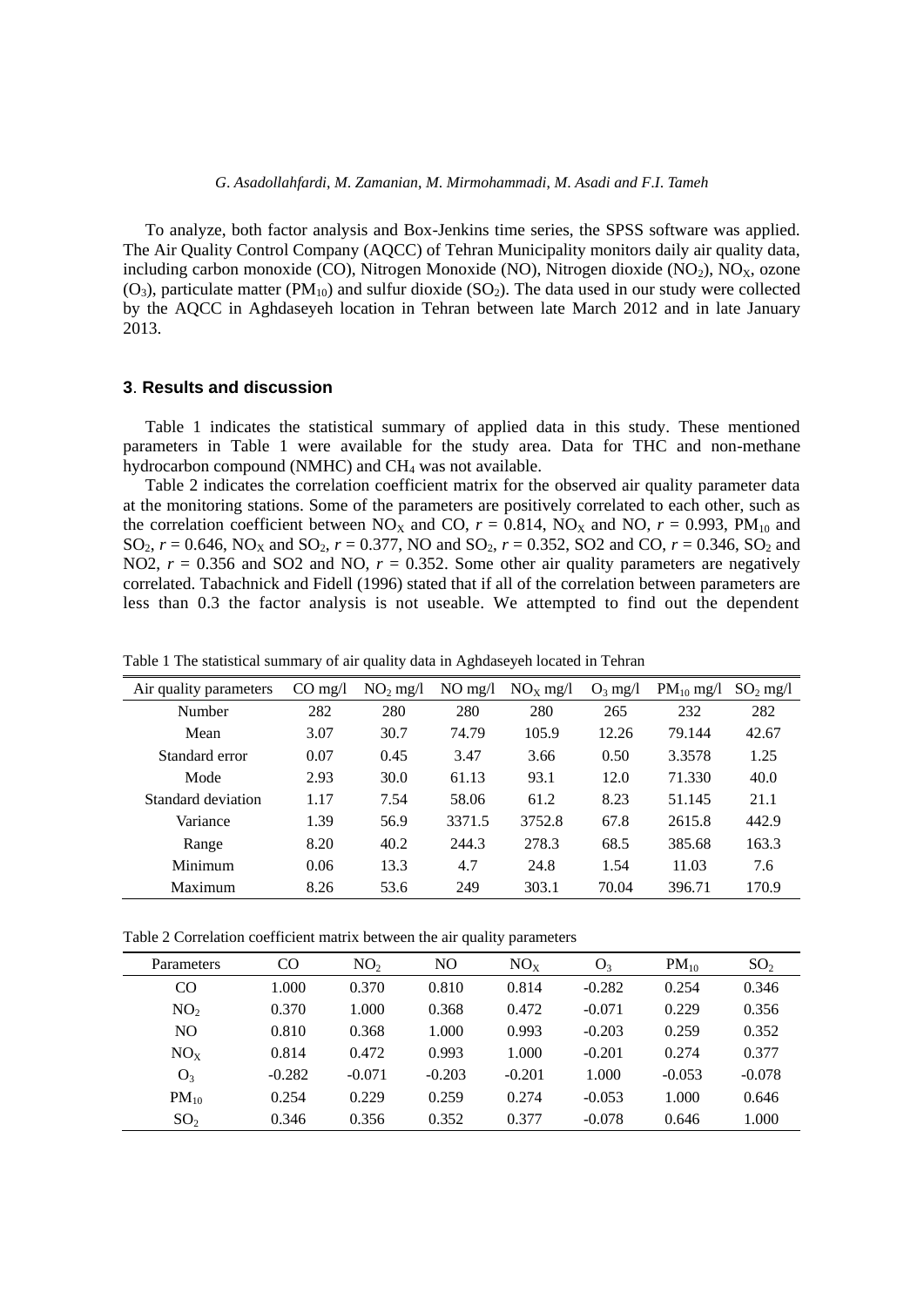To analyze, both factor analysis and Box-Jenkins time series, the SPSS software was applied. The Air Quality Control Company (AQCC) of Tehran Municipality monitors daily air quality data, including carbon monoxide (CO), Nitrogen Monoxide (NO), Nitrogen dioxide ($NO_2$), $NO_X$, ozone ($O_3$), particulate matter ($PM_{10}$) and sulfur dioxide ($SO_2$). The data used in our study were collected by the AQCC in Aghdaseyeh location in Tehran between late March 2012 and in late January 2013.

## 3. Results and discussion

Table 1 indicates the statistical summary of applied data in this study. These mentioned parameters in Table 1 were available for the study area. Data for THC and non-methane hydrocarbon compound (NMHC) and $CH_4$ was not available.

Table 2 indicates the correlation coefficient matrix for the observed air quality parameter data at the monitoring stations. Some of the parameters are positively correlated to each other, such as the correlation coefficient between $NO_X$ and CO, $r = 0.814$, $NO_X$ and NO, $r = 0.993$, $PM_{10}$ and $SO_2$, $r = 0.646$, $NO_X$ and $SO_2$, $r = 0.377$, NO and $SO_2$, $r = 0.352$, SO2 and CO, $r = 0.346$, $SO_2$ and NO2, $r = 0.356$ and SO2 and NO, $r = 0.352$. Some other air quality parameters are negatively correlated. Tabachnick and Fidell (1996) stated that if all of the correlation between parameters are less than 0.3 the factor analysis is not useable. We attempted to find out the dependent

Table 1 The statistical summary of air quality data in Aghdaseyeh located in Tehran

| Air quality parameters | CO mg/l | $NO_2$ mg/l | NO mg/l | $NO_X$ mg/l | $O_3$ mg/l | $PM_{10}$ mg/l | $SO_2$ mg/l |
|---|---|---|---|---|---|---|---|
| Number | 282 | 280 | 280 | 280 | 265 | 232 | 282 |
| Mean | 3.07 | 30.7 | 74.79 | 105.9 | 12.26 | 79.144 | 42.67 |
| Standard error | 0.07 | 0.45 | 3.47 | 3.66 | 0.50 | 3.3578 | 1.25 |
| Mode | 2.93 | 30.0 | 61.13 | 93.1 | 12.0 | 71.330 | 40.0 |
| Standard deviation | 1.17 | 7.54 | 58.06 | 61.2 | 8.23 | 51.145 | 21.1 |
| Variance | 1.39 | 56.9 | 3371.5 | 3752.8 | 67.8 | 2615.8 | 442.9 |
| Range | 8.20 | 40.2 | 244.3 | 278.3 | 68.5 | 385.68 | 163.3 |
| Minimum | 0.06 | 13.3 | 4.7 | 24.8 | 1.54 | 11.03 | 7.6 |
| Maximum | 8.26 | 53.6 | 249 | 303.1 | 70.04 | 396.71 | 170.9 |

Table 2 Correlation coefficient matrix between the air quality parameters

| Parameters | CO | $NO_2$ | NO | $NO_X$ | $O_3$ | $PM_{10}$ | $SO_2$ |
|---|---|---|---|---|---|---|---|
| CO | 1.000 | 0.370 | 0.810 | 0.814 | -0.282 | 0.254 | 0.346 |
| $NO_2$ | 0.370 | 1.000 | 0.368 | 0.472 | -0.071 | 0.229 | 0.356 |
| NO | 0.810 | 0.368 | 1.000 | 0.993 | -0.203 | 0.259 | 0.352 |
| $NO_X$ | 0.814 | 0.472 | 0.993 | 1.000 | -0.201 | 0.274 | 0.377 |
| $O_3$ | -0.282 | -0.071 | -0.203 | -0.201 | 1.000 | -0.053 | -0.078 |
| $PM_{10}$ | 0.254 | 0.229 | 0.259 | 0.274 | -0.053 | 1.000 | 0.646 |
| $SO_2$ | 0.346 | 0.356 | 0.352 | 0.377 | -0.078 | 0.646 | 1.000 |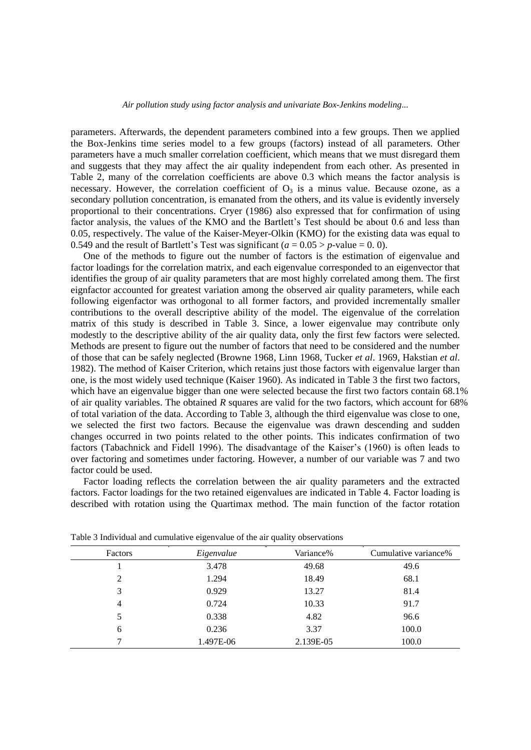parameters. Afterwards, the dependent parameters combined into a few groups. Then we applied the Box-Jenkins time series model to a few groups (factors) instead of all parameters. Other parameters have a much smaller correlation coefficient, which means that we must disregard them and suggests that they may affect the air quality independent from each other. As presented in Table 2, many of the correlation coefficients are above 0.3 which means the factor analysis is necessary. However, the correlation coefficient of $O_3$ is a minus value. Because ozone, as a secondary pollution concentration, is emanated from the others, and its value is evidently inversely proportional to their concentrations. Cryer (1986) also expressed that for confirmation of using factor analysis, the values of the KMO and the Bartlett's Test should be about 0.6 and less than 0.05, respectively. The value of the Kaiser-Meyer-Olkin (KMO) for the existing data was equal to 0.549 and the result of Bartlett's Test was significant ($a = 0.05 > p\text{-value} = 0.\ 0$).

One of the methods to figure out the number of factors is the estimation of eigenvalue and factor loadings for the correlation matrix, and each eigenvalue corresponded to an eigenvector that identifies the group of air quality parameters that are most highly correlated among them. The first eignfactor accounted for greatest variation among the observed air quality parameters, while each following eigenfactor was orthogonal to all former factors, and provided incrementally smaller contributions to the overall descriptive ability of the model. The eigenvalue of the correlation matrix of this study is described in Table 3. Since, a lower eigenvalue may contribute only modestly to the descriptive ability of the air quality data, only the first few factors were selected. Methods are present to figure out the number of factors that need to be considered and the number of those that can be safely neglected (Browne 1968, Linn 1968, Tucker *et al*. 1969, Hakstian *et al*. 1982). The method of Kaiser Criterion, which retains just those factors with eigenvalue larger than one, is the most widely used technique (Kaiser 1960). As indicated in Table 3 the first two factors, which have an eigenvalue bigger than one were selected because the first two factors contain 68.1% of air quality variables. The obtained $R$ squares are valid for the two factors, which account for 68% of total variation of the data. According to Table 3, although the third eigenvalue was close to one, we selected the first two factors. Because the eigenvalue was drawn descending and sudden changes occurred in two points related to the other points. This indicates confirmation of two factors (Tabachnick and Fidell 1996). The disadvantage of the Kaiser's (1960) is often leads to over factoring and sometimes under factoring. However, a number of our variable was 7 and two factor could be used.

Factor loading reflects the correlation between the air quality parameters and the extracted factors. Factor loadings for the two retained eigenvalues are indicated in Table 4. Factor loading is described with rotation using the Quartimax method. The main function of the factor rotation

Table 3 Individual and cumulative eigenvalue of the air quality observations

| Factors | *Eigenvalue* | Variance% | Cumulative variance% |
|---|---|---|---|
| 1 | 3.478 | 49.68 | 49.6 |
| 2 | 1.294 | 18.49 | 68.1 |
| 3 | 0.929 | 13.27 | 81.4 |
| 4 | 0.724 | 10.33 | 91.7 |
| 5 | 0.338 | 4.82 | 96.6 |
| 6 | 0.236 | 3.37 | 100.0 |
| 7 | 1.497E-06 | 2.139E-05 | 100.0 |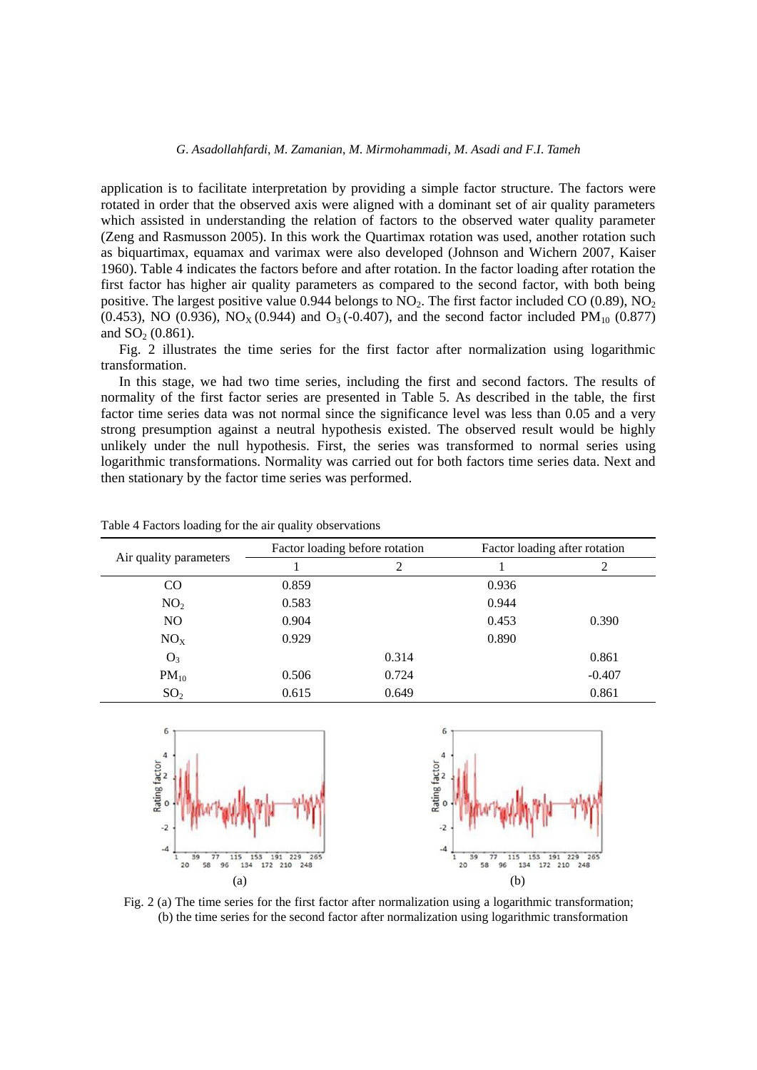application is to facilitate interpretation by providing a simple factor structure. The factors were rotated in order that the observed axis were aligned with a dominant set of air quality parameters which assisted in understanding the relation of factors to the observed water quality parameter (Zeng and Rasmusson 2005). In this work the Quartimax rotation was used, another rotation such as biquartimax, equamax and varimax were also developed (Johnson and Wichern 2007, Kaiser 1960). Table 4 indicates the factors before and after rotation. In the factor loading after rotation the first factor has higher air quality parameters as compared to the second factor, with both being positive. The largest positive value 0.944 belongs to $NO_2$. The first factor included CO (0.89), $NO_2$ (0.453), NO (0.936), $NO_X$ (0.944) and $O_3$ (-0.407), and the second factor included $PM_{10}$ (0.877) and $SO_2$ (0.861).

Fig. 2 illustrates the time series for the first factor after normalization using logarithmic transformation.

In this stage, we had two time series, including the first and second factors. The results of normality of the first factor series are presented in Table 5. As described in the table, the first factor time series data was not normal since the significance level was less than 0.05 and a very strong presumption against a neutral hypothesis existed. The observed result would be highly unlikely under the null hypothesis. First, the series was transformed to normal series using logarithmic transformations. Normality was carried out for both factors time series data. Next and then stationary by the factor time series was performed.

Table 4 Factors loading for the air quality observations

| Air quality parameters | Factor loading before rotation | | Factor loading after rotation | |
|---|---|---|---|---|
| | 1 | 2 | 1 | 2 |
| CO | 0.859 | | 0.936 | |
| $NO_2$ | 0.583 | | 0.944 | |
| NO | 0.904 | | 0.453 | 0.390 |
| $NO_X$ | 0.929 | | 0.890 | |
| $O_3$ | | 0.314 | | 0.861 |
| $PM_{10}$ | 0.506 | 0.724 | | -0.407 |
| $SO_2$ | 0.615 | 0.649 | | 0.861 |

Rating factor
6
4
2
0
-2
-4
1 20 39 58 77 96 115 134 153 172 191 210 229 248 265

(a)

Rating factor
6
4
2
0
-2
-4
1 20 39 58 77 96 115 134 153 172 191 210 229 248 265

(b)

Fig. 2 (a) The time series for the first factor after normalization using a logarithmic transformation; (b) the time series for the second factor after normalization using logarithmic transformation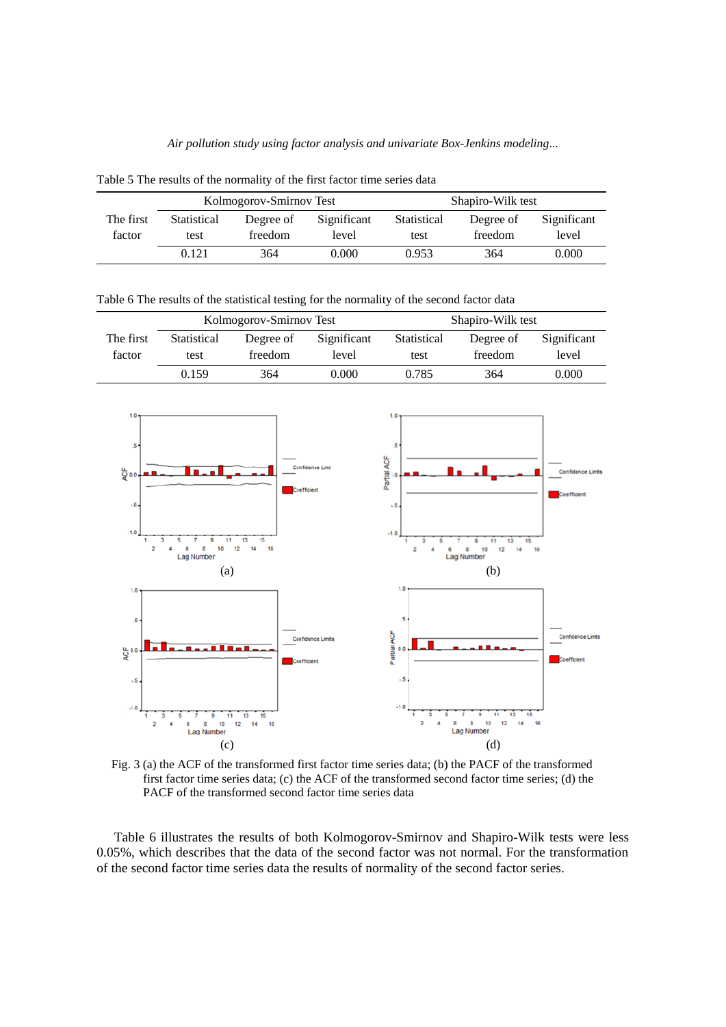Table 5 The results of the normality of the first factor time series data

| The first factor | Kolmogorov-Smirnov Test | | | Shapiro-Wilk test | | |
|---|---|---|---|---|---|---|
| | Statistical test | Degree of freedom | Significant level | Statistical test | Degree of freedom | Significant level |
| | 0.121 | 364 | 0.000 | 0.953 | 364 | 0.000 |

Table 6 The results of the statistical testing for the normality of the second factor data

| The first factor | Kolmogorov-Smirnov Test | | | Shapiro-Wilk test | | |
|---|---|---|---|---|---|---|
| | Statistical test | Degree of freedom | Significant level | Statistical test | Degree of freedom | Significant level |
| | 0.159 | 364 | 0.000 | 0.785 | 364 | 0.000 |

1.0
.5
0.0
-.5
-1.0
ACF
Confidence Limi
Coefficient
1 3 5 7 9 11 13 15
2 4 6 8 10 12 14 16
Lag Number

(a)

1.0
.5
0.0
-.5
-1.0
Partial ACF
Confidence Limits
Coefficient
1 3 5 7 9 11 13 15
2 4 6 8 10 12 14 16
Lag Number

(b)

1.0
.5
0.0
-.5
-1.0
ACF
Confidence Limits
Coefficient
1 3 5 7 9 11 13 15
2 4 6 8 10 12 14 16
Lag Number

(c)

1.0
.5
0.0
-.5
-1.0
Partial ACF
Confidence Limits
Coefficient
1 3 5 7 9 11 13 15
2 4 6 8 10 12 14 16
Lag Number

(d)

Fig. 3 (a) the ACF of the transformed first factor time series data; (b) the PACF of the transformed first factor time series data; (c) the ACF of the transformed second factor time series; (d) the PACF of the transformed second factor time series data

Table 6 illustrates the results of both Kolmogorov-Smirnov and Shapiro-Wilk tests were less 0.05%, which describes that the data of the second factor was not normal. For the transformation of the second factor time series data the results of normality of the second factor series.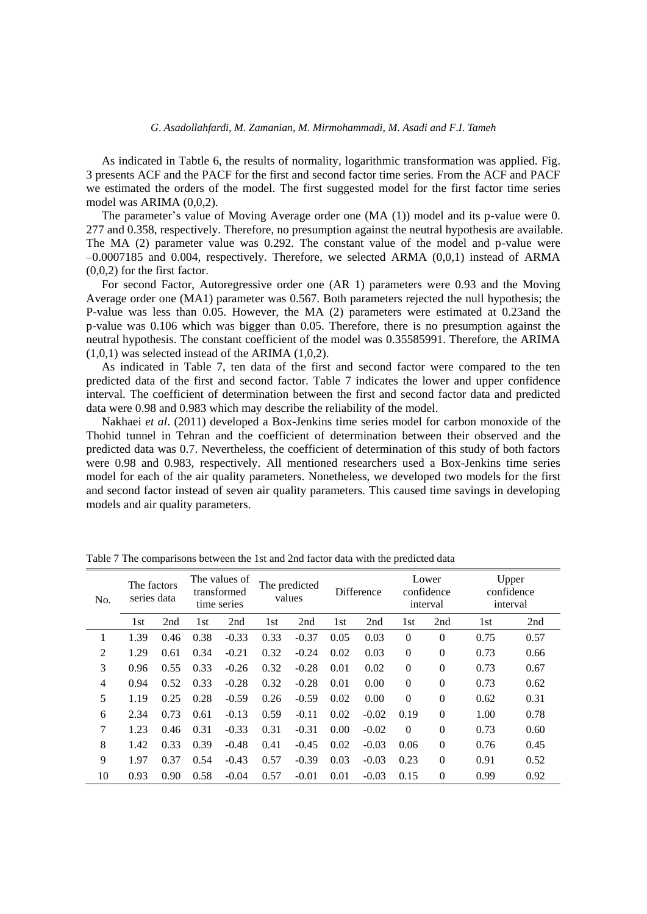As indicated in Tabtle 6, the results of normality, logarithmic transformation was applied. Fig. 3 presents ACF and the PACF for the first and second factor time series. From the ACF and PACF we estimated the orders of the model. The first suggested model for the first factor time series model was ARIMA (0,0,2).

The parameter's value of Moving Average order one (MA (1)) model and its p-value were 0. 277 and 0.358, respectively. Therefore, no presumption against the neutral hypothesis are available. The MA (2) parameter value was 0.292. The constant value of the model and p-value were –0.0007185 and 0.004, respectively. Therefore, we selected ARMA (0,0,1) instead of ARMA (0,0,2) for the first factor.

For second Factor, Autoregressive order one (AR 1) parameters were 0.93 and the Moving Average order one (MA1) parameter was 0.567. Both parameters rejected the null hypothesis; the P-value was less than 0.05. However, the MA (2) parameters were estimated at 0.23and the p-value was 0.106 which was bigger than 0.05. Therefore, there is no presumption against the neutral hypothesis. The constant coefficient of the model was 0.35585991. Therefore, the ARIMA (1,0,1) was selected instead of the ARIMA (1,0,2).

As indicated in Table 7, ten data of the first and second factor were compared to the ten predicted data of the first and second factor. Table 7 indicates the lower and upper confidence interval. The coefficient of determination between the first and second factor data and predicted data were 0.98 and 0.983 which may describe the reliability of the model.

Nakhaei *et al*. (2011) developed a Box-Jenkins time series model for carbon monoxide of the Thohid tunnel in Tehran and the coefficient of determination between their observed and the predicted data was 0.7. Nevertheless, the coefficient of determination of this study of both factors were 0.98 and 0.983, respectively. All mentioned researchers used a Box-Jenkins time series model for each of the air quality parameters. Nonetheless, we developed two models for the first and second factor instead of seven air quality parameters. This caused time savings in developing models and air quality parameters.

Table 7 The comparisons between the 1st and 2nd factor data with the predicted data

| No. | The factors series data | | The values of transformed time series | | The predicted values | | Difference | | Lower confidence interval | | Upper confidence interval | |
|---|---|---|---|---|---|---|---|---|---|---|---|---|
| | 1st | 2nd | 1st | 2nd | 1st | 2nd | 1st | 2nd | 1st | 2nd | 1st | 2nd |
| 1 | 1.39 | 0.46 | 0.38 | -0.33 | 0.33 | -0.37 | 0.05 | 0.03 | 0 | 0 | 0.75 | 0.57 |
| 2 | 1.29 | 0.61 | 0.34 | -0.21 | 0.32 | -0.24 | 0.02 | 0.03 | 0 | 0 | 0.73 | 0.66 |
| 3 | 0.96 | 0.55 | 0.33 | -0.26 | 0.32 | -0.28 | 0.01 | 0.02 | 0 | 0 | 0.73 | 0.67 |
| 4 | 0.94 | 0.52 | 0.33 | -0.28 | 0.32 | -0.28 | 0.01 | 0.00 | 0 | 0 | 0.73 | 0.62 |
| 5 | 1.19 | 0.25 | 0.28 | -0.59 | 0.26 | -0.59 | 0.02 | 0.00 | 0 | 0 | 0.62 | 0.31 |
| 6 | 2.34 | 0.73 | 0.61 | -0.13 | 0.59 | -0.11 | 0.02 | -0.02 | 0.19 | 0 | 1.00 | 0.78 |
| 7 | 1.23 | 0.46 | 0.31 | -0.33 | 0.31 | -0.31 | 0.00 | -0.02 | 0 | 0 | 0.73 | 0.60 |
| 8 | 1.42 | 0.33 | 0.39 | -0.48 | 0.41 | -0.45 | 0.02 | -0.03 | 0.06 | 0 | 0.76 | 0.45 |
| 9 | 1.97 | 0.37 | 0.54 | -0.43 | 0.57 | -0.39 | 0.03 | -0.03 | 0.23 | 0 | 0.91 | 0.52 |
| 10 | 0.93 | 0.90 | 0.58 | -0.04 | 0.57 | -0.01 | 0.01 | -0.03 | 0.15 | 0 | 0.99 | 0.92 |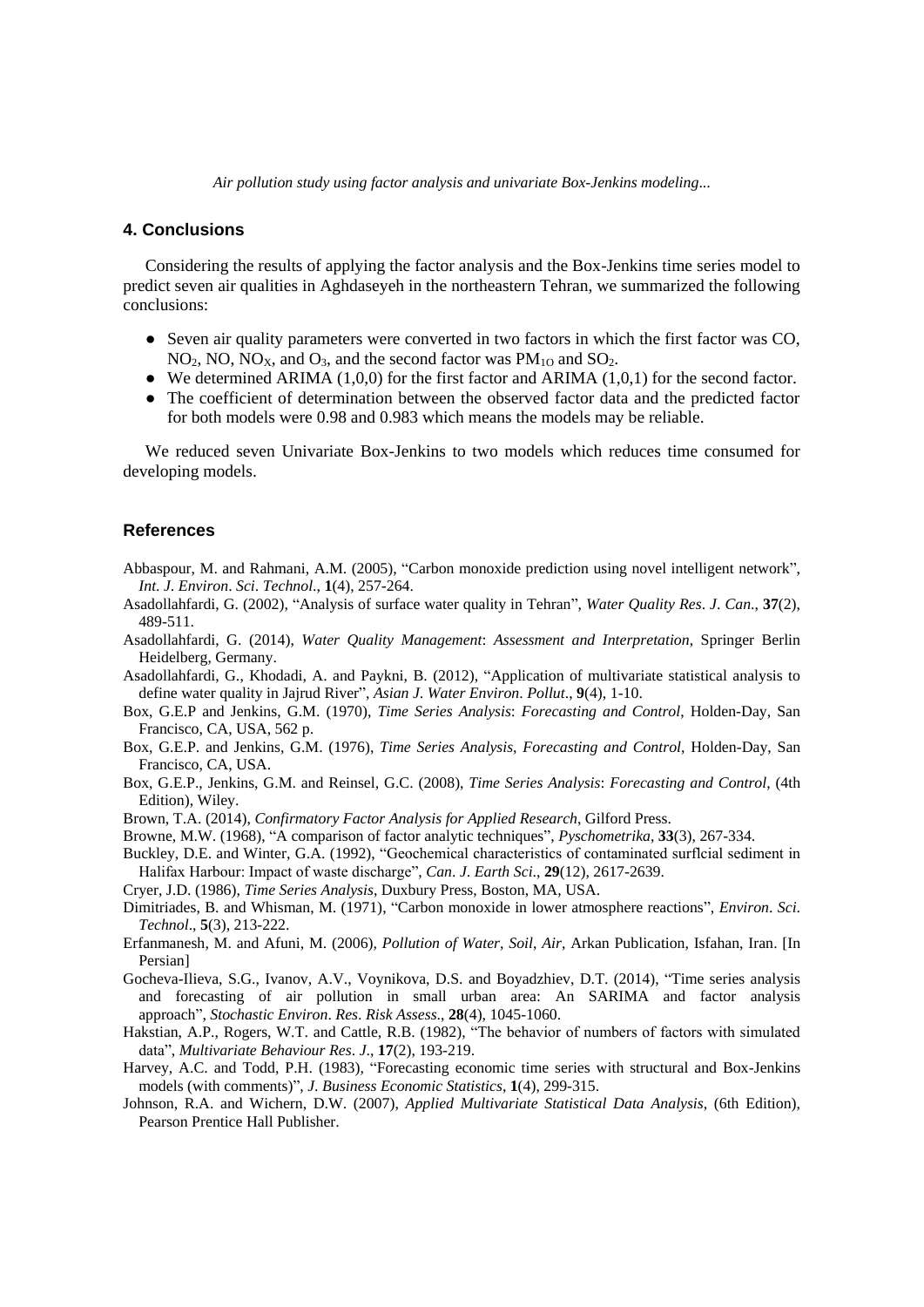## 4. Conclusions

Considering the results of applying the factor analysis and the Box-Jenkins time series model to predict seven air qualities in Aghdaseyeh in the northeastern Tehran, we summarized the following conclusions:

- Seven air quality parameters were converted in two factors in which the first factor was CO, $NO_2$, NO, $NO_X$, and $O_3$, and the second factor was $PM_{1O}$ and $SO_2$.
- We determined ARIMA (1,0,0) for the first factor and ARIMA (1,0,1) for the second factor.
- The coefficient of determination between the observed factor data and the predicted factor for both models were 0.98 and 0.983 which means the models may be reliable.

We reduced seven Univariate Box-Jenkins to two models which reduces time consumed for developing models.

## References

Abbaspour, M. and Rahmani, A.M. (2005), "Carbon monoxide prediction using novel intelligent network", *Int. J. Environ. Sci. Technol.*, **1**(4), 257-264.

Asadollahfardi, G. (2002), "Analysis of surface water quality in Tehran", *Water Quality Res. J. Can.*, **37**(2), 489-511.

Asadollahfardi, G. (2014), *Water Quality Management: Assessment and Interpretation*, Springer Berlin Heidelberg, Germany.

Asadollahfardi, G., Khodadi, A. and Paykni, B. (2012), "Application of multivariate statistical analysis to define water quality in Jajrud River", *Asian J. Water Environ. Pollut.*, **9**(4), 1-10.

Box, G.E.P and Jenkins, G.M. (1970), *Time Series Analysis: Forecasting and Control*, Holden-Day, San Francisco, CA, USA, 562 p.

Box, G.E.P. and Jenkins, G.M. (1976), *Time Series Analysis, Forecasting and Control*, Holden-Day, San Francisco, CA, USA.

Box, G.E.P., Jenkins, G.M. and Reinsel, G.C. (2008), *Time Series Analysis: Forecasting and Control*, (4th Edition), Wiley.

Brown, T.A. (2014), *Confirmatory Factor Analysis for Applied Research*, Gilford Press.

Browne, M.W. (1968), "A comparison of factor analytic techniques", *Pyschometrika*, **33**(3), 267-334.

Buckley, D.E. and Winter, G.A. (1992), "Geochemical characteristics of contaminated surflcial sediment in Halifax Harbour: Impact of waste discharge", *Can. J. Earth Sci.*, **29**(12), 2617-2639.

Cryer, J.D. (1986), *Time Series Analysis*, Duxbury Press, Boston, MA, USA.

Dimitriades, B. and Whisman, M. (1971), "Carbon monoxide in lower atmosphere reactions", *Environ. Sci. Technol.*, **5**(3), 213-222.

Erfanmanesh, M. and Afuni, M. (2006), *Pollution of Water, Soil, Air*, Arkan Publication, Isfahan, Iran. [In Persian]

Gocheva-Ilieva, S.G., Ivanov, A.V., Voynikova, D.S. and Boyadzhiev, D.T. (2014), "Time series analysis and forecasting of air pollution in small urban area: An SARIMA and factor analysis approach", *Stochastic Environ. Res. Risk Assess.*, **28**(4), 1045-1060.

Hakstian, A.P., Rogers, W.T. and Cattle, R.B. (1982), "The behavior of numbers of factors with simulated data", *Multivariate Behaviour Res. J.*, **17**(2), 193-219.

Harvey, A.C. and Todd, P.H. (1983), "Forecasting economic time series with structural and Box-Jenkins models (with comments)", *J. Business Economic Statistics*, **1**(4), 299-315.

Johnson, R.A. and Wichern, D.W. (2007), *Applied Multivariate Statistical Data Analysis*, (6th Edition), Pearson Prentice Hall Publisher.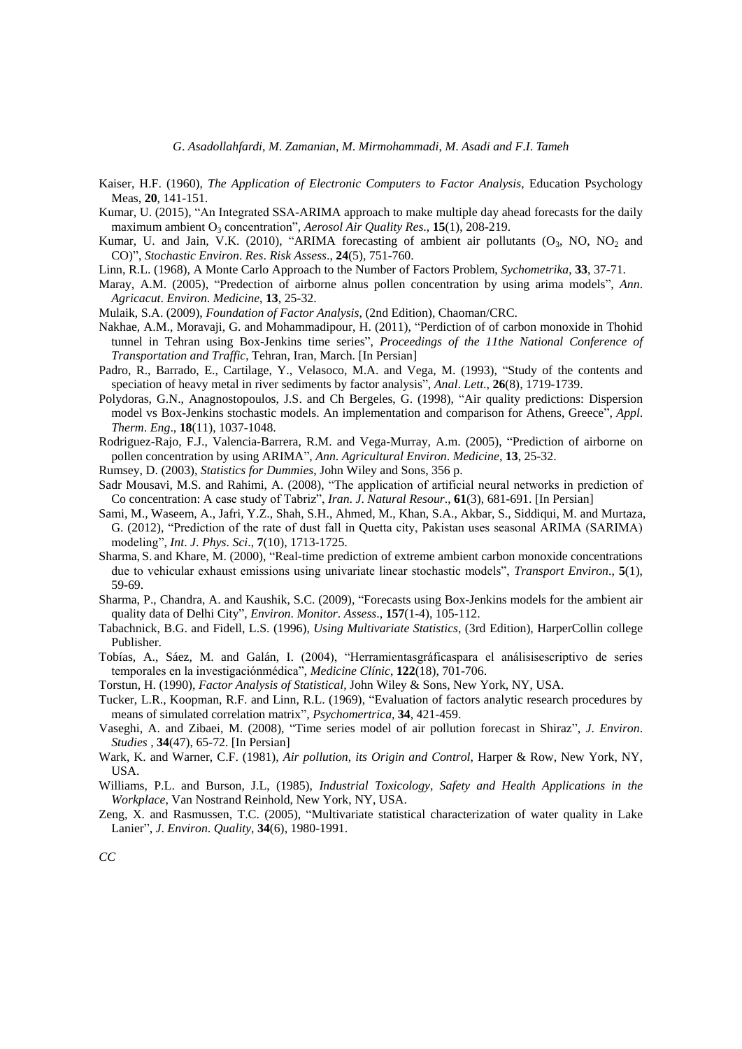Kaiser, H.F. (1960), *The Application of Electronic Computers to Factor Analysis*, Education Psychology Meas, **20**, 141-151.

Kumar, U. (2015), "An Integrated SSA-ARIMA approach to make multiple day ahead forecasts for the daily maximum ambient $O_3$ concentration", *Aerosol Air Quality Res*., **15**(1), 208-219.

Kumar, U. and Jain, V.K. (2010), "ARIMA forecasting of ambient air pollutants ($O_3$, NO, $NO_2$ and CO)", *Stochastic Environ. Res. Risk Assess*., **24**(5), 751-760.

Linn, R.L. (1968), A Monte Carlo Approach to the Number of Factors Problem, *Sychometrika*, **33**, 37-71.

Maray, A.M. (2005), "Predection of airborne alnus pollen concentration by using arima models", *Ann. Agricacut. Environ. Medicine*, **13**, 25-32.

Mulaik, S.A. (2009), *Foundation of Factor Analysis*, (2nd Edition), Chaoman/CRC.

Nakhae, A.M., Moravaji, G. and Mohammadipour, H. (2011), "Perdiction of of carbon monoxide in Thohid tunnel in Tehran using Box-Jenkins time series", *Proceedings of the 11the National Conference of Transportation and Traffic*, Tehran, Iran, March. [In Persian]

Padro, R., Barrado, E., Cartilage, Y., Velasoco, M.A. and Vega, M. (1993), "Study of the contents and speciation of heavy metal in river sediments by factor analysis", *Anal. Lett*., **26**(8), 1719-1739.

Polydoras, G.N., Anagnostopoulos, J.S. and Ch Bergeles, G. (1998), "Air quality predictions: Dispersion model vs Box-Jenkins stochastic models. An implementation and comparison for Athens, Greece", *Appl. Therm. Eng*., **18**(11), 1037-1048.

Rodriguez-Rajo, F.J., Valencia-Barrera, R.M. and Vega-Murray, A.m. (2005), "Prediction of airborne on pollen concentration by using ARIMA", *Ann. Agricultural Environ. Medicine*, **13**, 25-32.

Rumsey, D. (2003), *Statistics for Dummies*, John Wiley and Sons, 356 p.

Sadr Mousavi, M.S. and Rahimi, A. (2008), "The application of artificial neural networks in prediction of Co concentration: A case study of Tabriz", *Iran. J. Natural Resour*., **61**(3), 681-691. [In Persian]

Sami, M., Waseem, A., Jafri, Y.Z., Shah, S.H., Ahmed, M., Khan, S.A., Akbar, S., Siddiqui, M. and Murtaza, G. (2012), "Prediction of the rate of dust fall in Quetta city, Pakistan uses seasonal ARIMA (SARIMA) modeling", *Int. J. Phys. Sci*., **7**(10), 1713-1725.

Sharma, S. and Khare, M. (2000), "Real-time prediction of extreme ambient carbon monoxide concentrations due to vehicular exhaust emissions using univariate linear stochastic models", *Transport Environ*., **5**(1), 59-69.

Sharma, P., Chandra, A. and Kaushik, S.C. (2009), "Forecasts using Box-Jenkins models for the ambient air quality data of Delhi City", *Environ. Monitor. Assess*., **157**(1-4), 105-112.

Tabachnick, B.G. and Fidell, L.S. (1996), *Using Multivariate Statistics*, (3rd Edition), HarperCollin college Publisher.

Tobías, A., Sáez, M. and Galán, I. (2004), "Herramientasgráficaspara el análisisescriptivo de series temporales en la investigaciónmédica", *Medicine Clínic*, **122**(18), 701-706.

Torstun, H. (1990), *Factor Analysis of Statistical*, John Wiley & Sons, New York, NY, USA.

Tucker, L.R., Koopman, R.F. and Linn, R.L. (1969), "Evaluation of factors analytic research procedures by means of simulated correlation matrix", *Psychomertrica*, **34**, 421-459.

Vaseghi, A. and Zibaei, M. (2008), "Time series model of air pollution forecast in Shiraz", *J. Environ. Studies* , **34**(47), 65-72. [In Persian]

Wark, K. and Warner, C.F. (1981), *Air pollution, its Origin and Control*, Harper & Row, New York, NY, USA.

Williams, P.L. and Burson, J.L, (1985), *Industrial Toxicology, Safety and Health Applications in the Workplace*, Van Nostrand Reinhold, New York, NY, USA.

Zeng, X. and Rasmussen, T.C. (2005), "Multivariate statistical characterization of water quality in Lake Lanier", *J. Environ. Quality*, **34**(6), 1980-1991.

*CC*